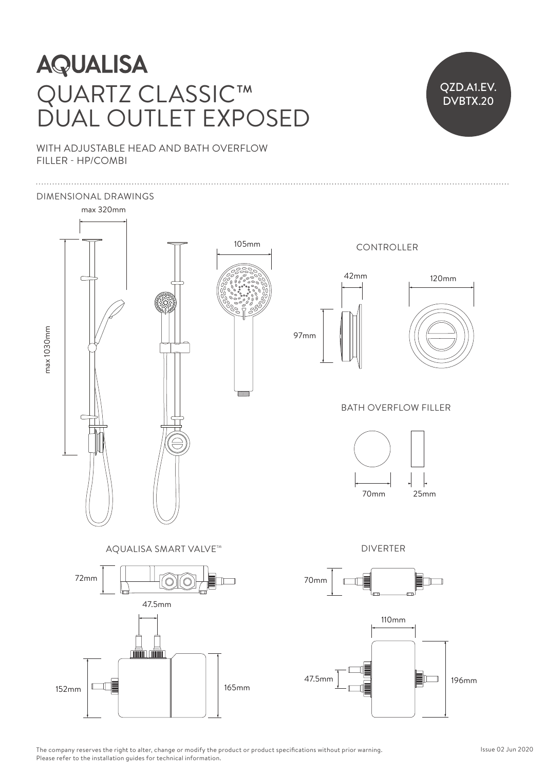# AQUALISA

# QUARTZ CLASSIC™ DUAL OUTLET EXPOSED

QZD.A1.EV.DVBTX.20

WITH ADJUSTABLE HEAD AND BATH OVERFLOW FILLER - HP/COMBI

## DIMENSIONAL DRAWINGS

max 320mm

max 1030mm

105mm

### CONTROLLER

42mm

120mm

97mm

### BATH OVERFLOW FILLER

70mm

25mm

### AQUALISA SMART VALVE™

72mm

47.5mm

152mm

165mm

### DIVERTER

70mm

110mm

47.5mm

196mm

The company reserves the right to alter, change or modify the product or product specifications without prior warning.
Please refer to the installation guides for technical information.

Issue 02 Jun 2020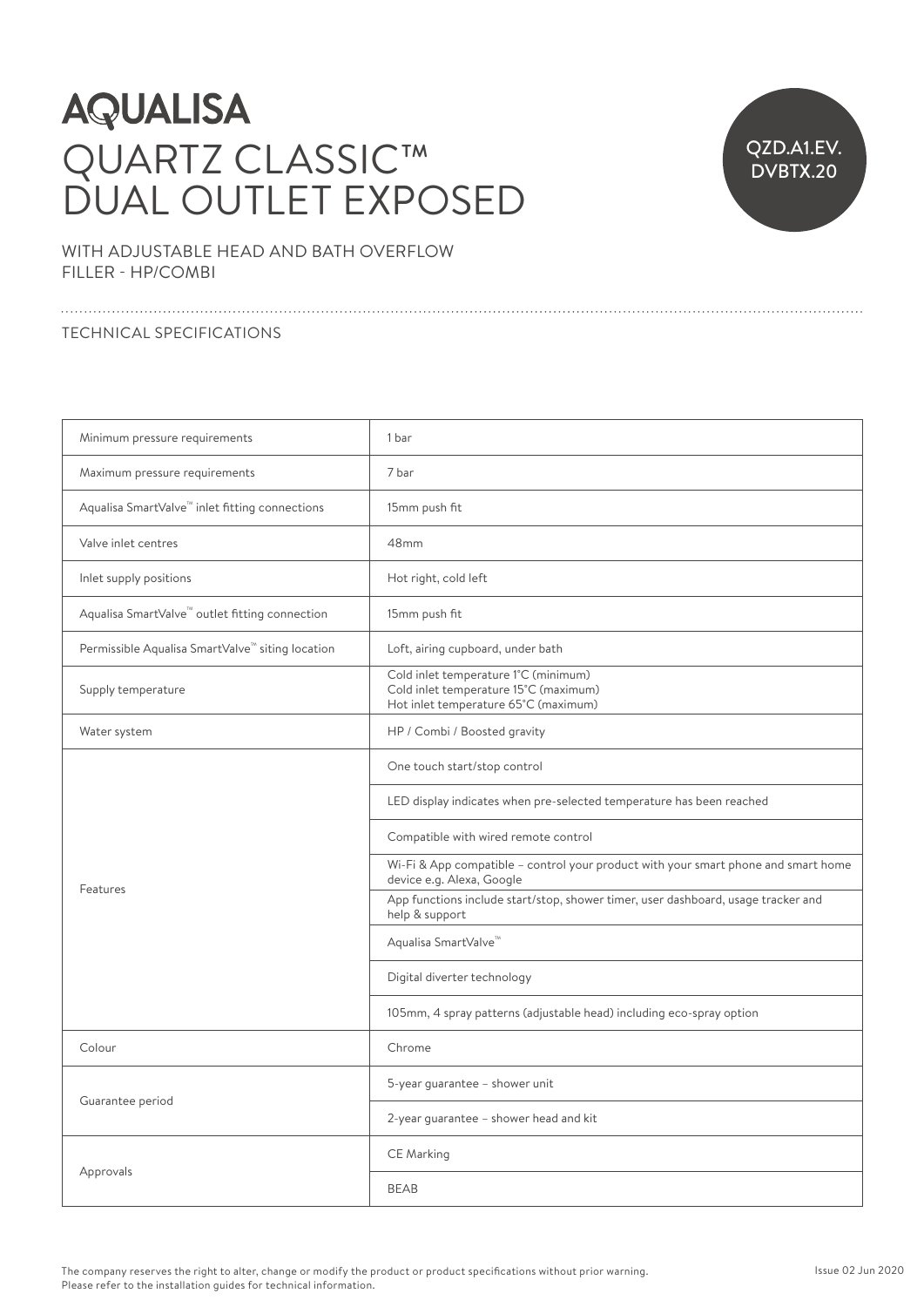# AQUALISA

# QUARTZ CLASSIC™ DUAL OUTLET EXPOSED

QZD.A1.EV.DVBTX.20

WITH ADJUSTABLE HEAD AND BATH OVERFLOW FILLER - HP/COMBI

TECHNICAL SPECIFICATIONS

| | |
|---|---|
| Minimum pressure requirements | 1 bar |
| Maximum pressure requirements | 7 bar |
| Aqualisa SmartValve™ inlet fitting connections | 15mm push fit |
| Valve inlet centres | 48mm |
| Inlet supply positions | Hot right, cold left |
| Aqualisa SmartValve™ outlet fitting connection | 15mm push fit |
| Permissible Aqualisa SmartValve™ siting location | Loft, airing cupboard, under bath |
| Supply temperature | Cold inlet temperature 1°C (minimum)<br>Cold inlet temperature 15°C (maximum)<br>Hot inlet temperature 65°C (maximum) |
| Water system | HP / Combi / Boosted gravity |
| Features | One touch start/stop control |
| | LED display indicates when pre-selected temperature has been reached |
| | Compatible with wired remote control |
| | Wi-Fi & App compatible – control your product with your smart phone and smart home device e.g. Alexa, Google |
| | App functions include start/stop, shower timer, user dashboard, usage tracker and help & support |
| | Aqualisa SmartValve™ |
| | Digital diverter technology |
| | 105mm, 4 spray patterns (adjustable head) including eco-spray option |
| Colour | Chrome |
| Guarantee period | 5-year guarantee – shower unit |
| | 2-year guarantee – shower head and kit |
| Approvals | CE Marking |
| | BEAB |

The company reserves the right to alter, change or modify the product or product specifications without prior warning.
Please refer to the installation guides for technical information.

Issue 02 Jun 2020